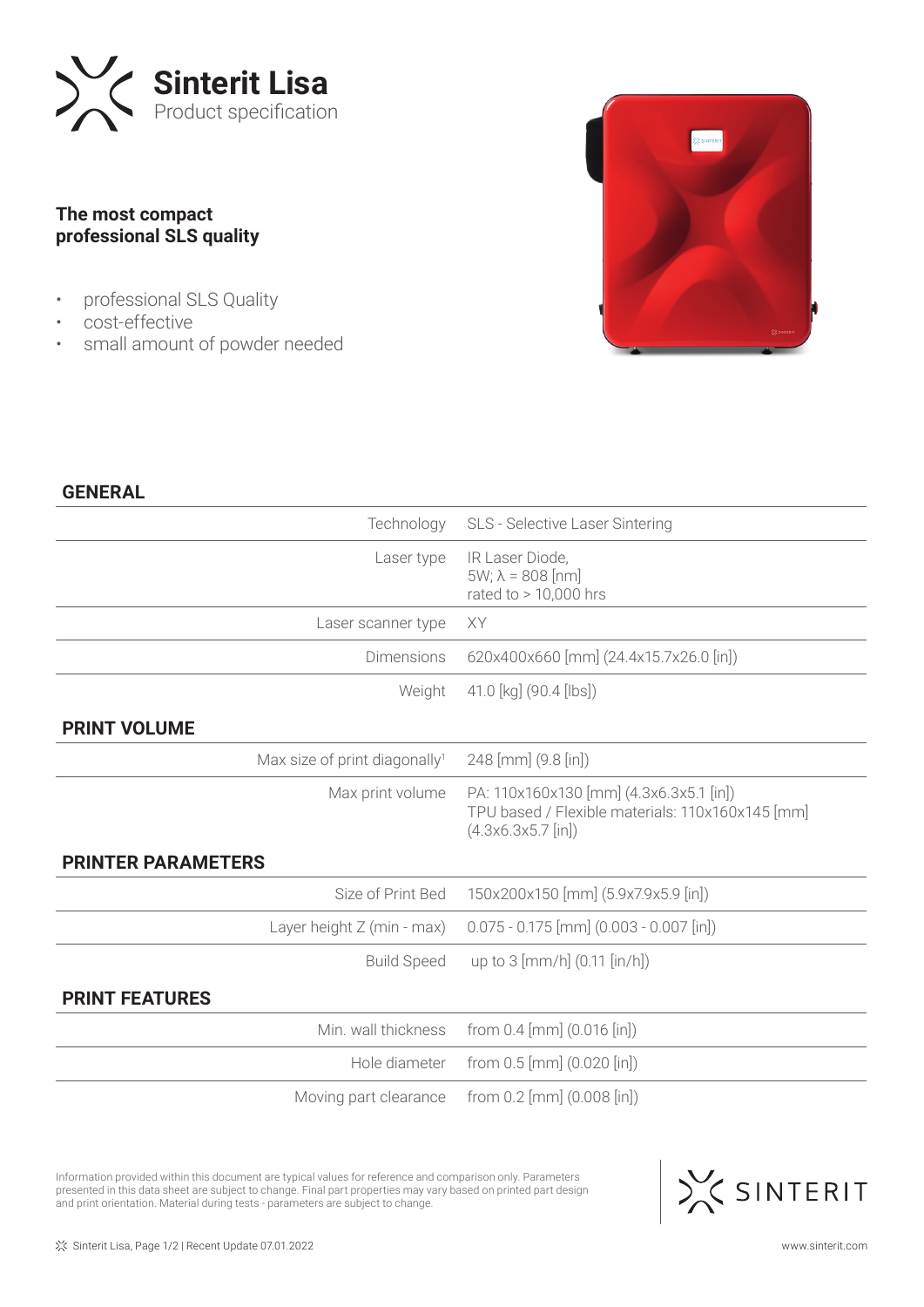# Sinterit Lisa

Product specification

**The most compact professional SLS quality**

- professional SLS Quality
- cost-effective
- small amount of powder needed

## GENERAL

| | |
|---|---|
| Technology | SLS - Selective Laser Sintering |
| Laser type | IR Laser Diode, 5W; λ = 808 [nm] rated to > 10,000 hrs |
| Laser scanner type | XY |
| Dimensions | 620x400x660 [mm] (24.4x15.7x26.0 [in]) |
| Weight | 41.0 [kg] (90.4 [lbs]) |

## PRINT VOLUME

| | |
|---|---|
| Max size of print diagonally[1] | 248 [mm] (9.8 [in]) |
| Max print volume | PA: 110x160x130 [mm] (4.3x6.3x5.1 [in]) TPU based / Flexible materials: 110x160x145 [mm] (4.3x6.3x5.7 [in]) |

## PRINTER PARAMETERS

| | |
|---|---|
| Size of Print Bed | 150x200x150 [mm] (5.9x7.9x5.9 [in]) |
| Layer height Z (min - max) | 0.075 - 0.175 [mm] (0.003 - 0.007 [in]) |
| Build Speed | up to 3 [mm/h] (0.11 [in/h]) |

## PRINT FEATURES

| | |
|---|---|
| Min. wall thickness | from 0.4 [mm] (0.016 [in]) |
| Hole diameter | from 0.5 [mm] (0.020 [in]) |
| Moving part clearance | from 0.2 [mm] (0.008 [in]) |

Information provided within this document are typical values for reference and comparison only. Parameters presented in this data sheet are subject to change. Final part properties may vary based on printed part design and print orientation. Material during tests - parameters are subject to change.

SINTERIT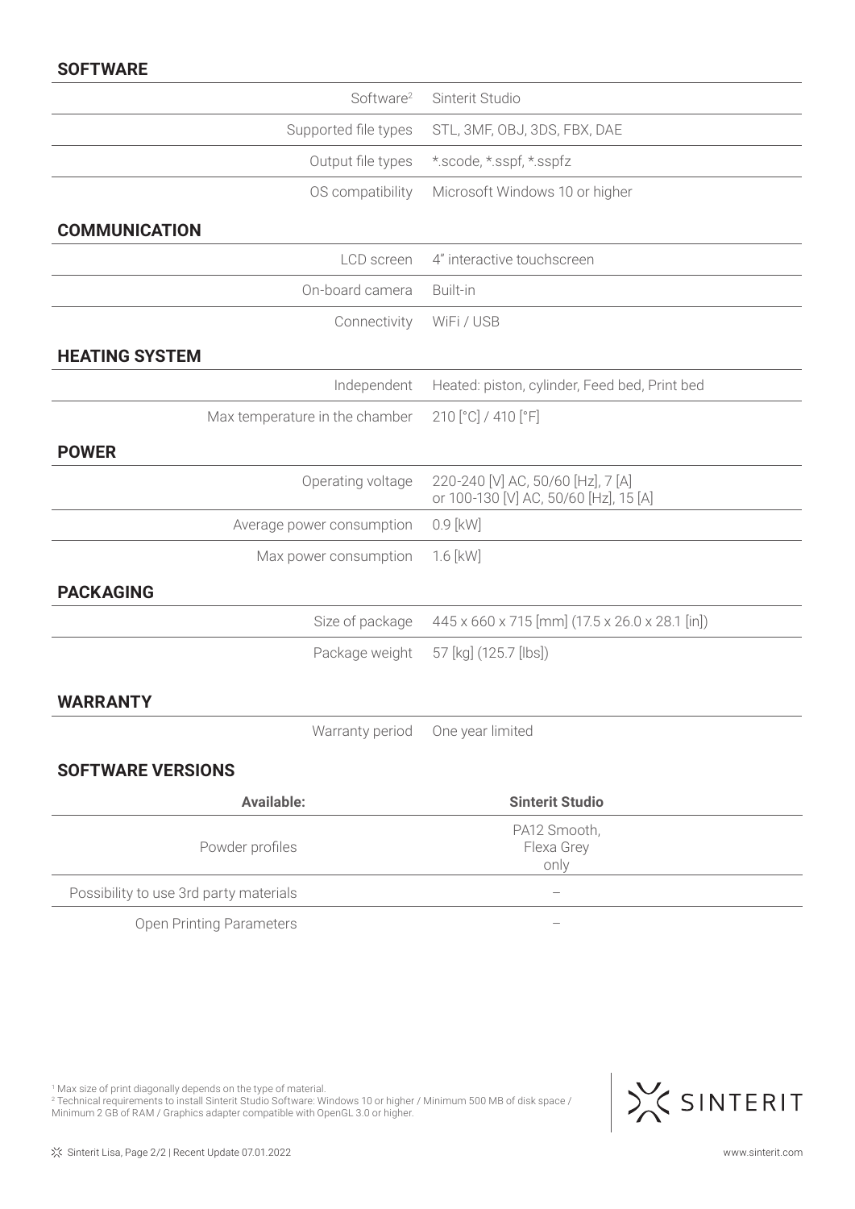## SOFTWARE

| | |
|---|---|
| Software[2] | Sinterit Studio |
| Supported file types | STL, 3MF, OBJ, 3DS, FBX, DAE |
| Output file types | *.scode, *.sspf, *.sspfz |
| OS compatibility | Microsoft Windows 10 or higher |

## COMMUNICATION

| | |
|---|---|
| LCD screen | 4" interactive touchscreen |
| On-board camera | Built-in |
| Connectivity | WiFi / USB |

## HEATING SYSTEM

| | |
|---|---|
| Independent | Heated: piston, cylinder, Feed bed, Print bed |
| Max temperature in the chamber | 210 [°C] / 410 [°F] |

## POWER

| | |
|---|---|
| Operating voltage | 220-240 [V] AC, 50/60 [Hz], 7 [A] or 100-130 [V] AC, 50/60 [Hz], 15 [A] |
| Average power consumption | 0.9 [kW] |
| Max power consumption | 1.6 [kW] |

## PACKAGING

| | |
|---|---|
| Size of package | 445 x 660 x 715 [mm] (17.5 x 26.0 x 28.1 [in]) |
| Package weight | 57 [kg] (125.7 [lbs]) |

## WARRANTY

| | |
|---|---|
| Warranty period | One year limited |

## SOFTWARE VERSIONS

| **Available:** | **Sinterit Studio** |
|---|---|
| Powder profiles | PA12 Smooth, Flexa Grey only |
| Possibility to use 3rd party materials | – |
| Open Printing Parameters | – |

[1] Max size of print diagonally depends on the type of material.
[2] Technical requirements to install Sinterit Studio Software: Windows 10 or higher / Minimum 500 MB of disk space / Minimum 2 GB of RAM / Graphics adapter compatible with OpenGL 3.0 or higher.